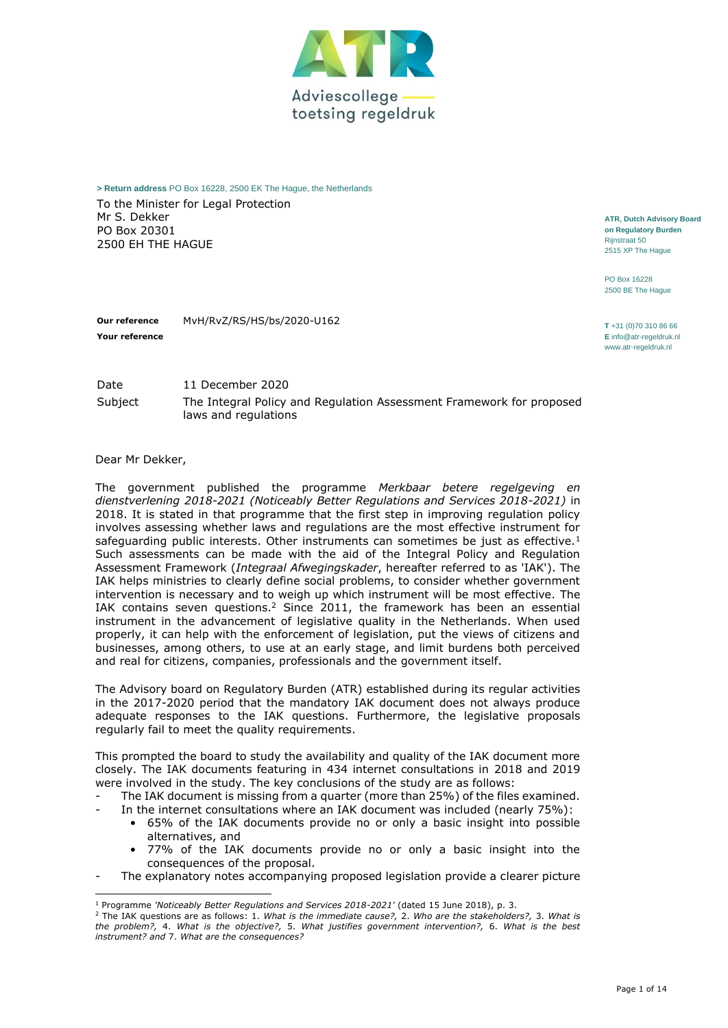Adviescollege toetsing regeldruk

> **Return address** PO Box 16228, 2500 EK The Hague, the Netherlands

To the Minister for Legal Protection
Mr S. Dekker
PO Box 20301
2500 EH THE HAGUE

**ATR, Dutch Advisory Board on Regulatory Burden**
Rijnstraat 50
2515 XP The Hague

PO Box 16228
2500 BE The Hague

**T** +31 (0)70 310 86 66
**E** info@atr-regeldruk.nl
www.atr-regeldruk.nl

**Our reference** MvH/RvZ/RS/HS/bs/2020-U162
**Your reference**

Date 11 December 2020
Subject The Integral Policy and Regulation Assessment Framework for proposed laws and regulations

Dear Mr Dekker,

The government published the programme *Merkbaar betere regelgeving en dienstverlening 2018-2021 (Noticeably Better Regulations and Services 2018-2021)* in 2018. It is stated in that programme that the first step in improving regulation policy involves assessing whether laws and regulations are the most effective instrument for safeguarding public interests. Other instruments can sometimes be just as effective.[1] Such assessments can be made with the aid of the Integral Policy and Regulation Assessment Framework (*Integraal Afwegingskader*, hereafter referred to as 'IAK'). The IAK helps ministries to clearly define social problems, to consider whether government intervention is necessary and to weigh up which instrument will be most effective. The IAK contains seven questions.[2] Since 2011, the framework has been an essential instrument in the advancement of legislative quality in the Netherlands. When used properly, it can help with the enforcement of legislation, put the views of citizens and businesses, among others, to use at an early stage, and limit burdens both perceived and real for citizens, companies, professionals and the government itself.

The Advisory board on Regulatory Burden (ATR) established during its regular activities in the 2017-2020 period that the mandatory IAK document does not always produce adequate responses to the IAK questions. Furthermore, the legislative proposals regularly fail to meet the quality requirements.

This prompted the board to study the availability and quality of the IAK document more closely. The IAK documents featuring in 434 internet consultations in 2018 and 2019 were involved in the study. The key conclusions of the study are as follows:

- The IAK document is missing from a quarter (more than 25%) of the files examined.
- In the internet consultations where an IAK document was included (nearly 75%):
  - 65% of the IAK documents provide no or only a basic insight into possible alternatives, and
  - 77% of the IAK documents provide no or only a basic insight into the consequences of the proposal.
- The explanatory notes accompanying proposed legislation provide a clearer picture

[1] Programme *'Noticeably Better Regulations and Services 2018-2021'* (dated 15 June 2018), p. 3.
[2] The IAK questions are as follows: 1. *What is the immediate cause?,* 2. *Who are the stakeholders?,* 3. *What is the problem?,* 4. *What is the objective?,* 5. *What justifies government intervention?,* 6. *What is the best instrument? and* 7. *What are the consequences?*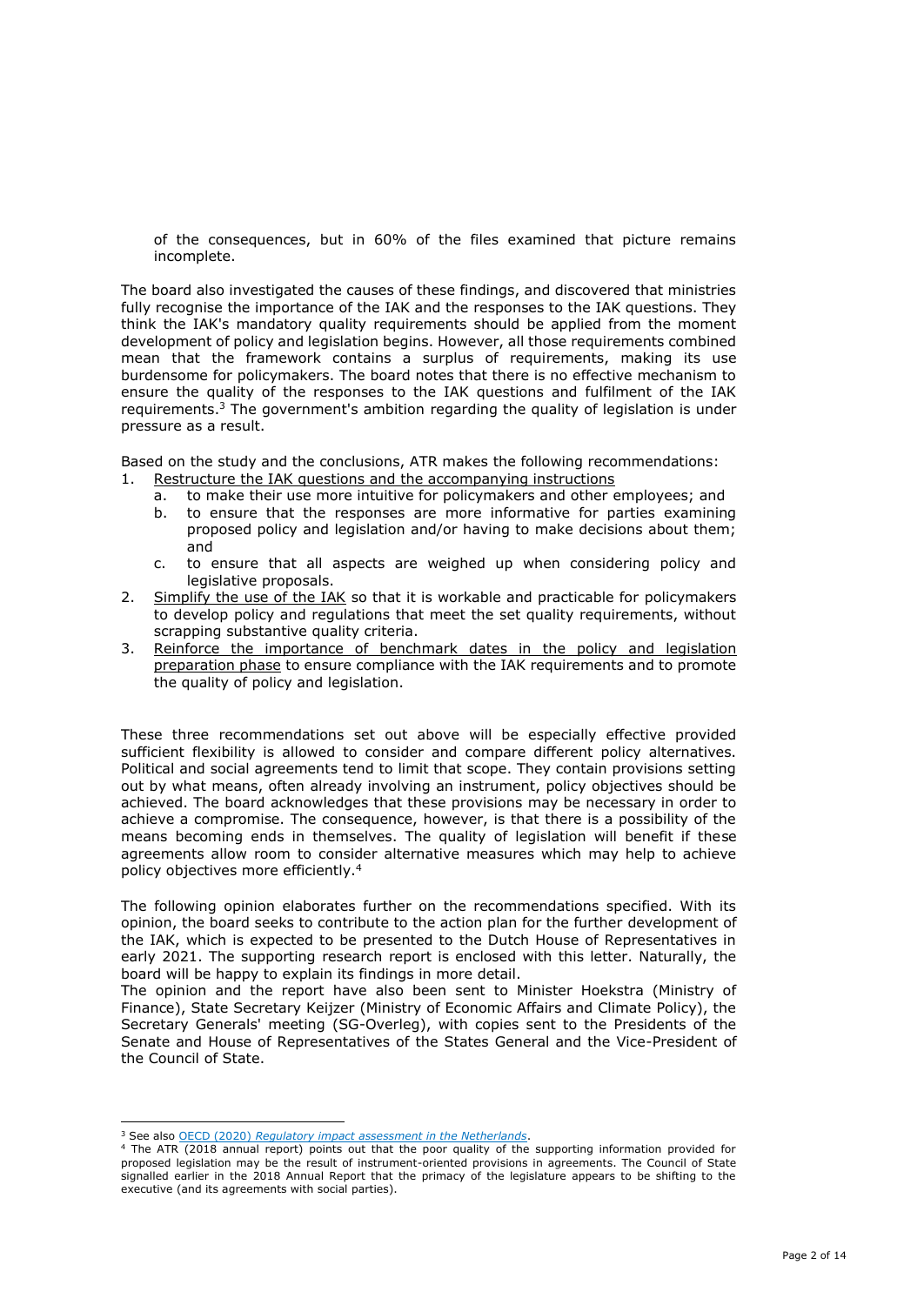of the consequences, but in 60% of the files examined that picture remains incomplete.

The board also investigated the causes of these findings, and discovered that ministries fully recognise the importance of the IAK and the responses to the IAK questions. They think the IAK's mandatory quality requirements should be applied from the moment development of policy and legislation begins. However, all those requirements combined mean that the framework contains a surplus of requirements, making its use burdensome for policymakers. The board notes that there is no effective mechanism to ensure the quality of the responses to the IAK questions and fulfilment of the IAK requirements.[3] The government's ambition regarding the quality of legislation is under pressure as a result.

Based on the study and the conclusions, ATR makes the following recommendations:

1. Restructure the IAK questions and the accompanying instructions
   a. to make their use more intuitive for policymakers and other employees; and
   b. to ensure that the responses are more informative for parties examining proposed policy and legislation and/or having to make decisions about them; and
   c. to ensure that all aspects are weighed up when considering policy and legislative proposals.
2. Simplify the use of the IAK so that it is workable and practicable for policymakers to develop policy and regulations that meet the set quality requirements, without scrapping substantive quality criteria.
3. Reinforce the importance of benchmark dates in the policy and legislation preparation phase to ensure compliance with the IAK requirements and to promote the quality of policy and legislation.

These three recommendations set out above will be especially effective provided sufficient flexibility is allowed to consider and compare different policy alternatives. Political and social agreements tend to limit that scope. They contain provisions setting out by what means, often already involving an instrument, policy objectives should be achieved. The board acknowledges that these provisions may be necessary in order to achieve a compromise. The consequence, however, is that there is a possibility of the means becoming ends in themselves. The quality of legislation will benefit if these agreements allow room to consider alternative measures which may help to achieve policy objectives more efficiently.[4]

The following opinion elaborates further on the recommendations specified. With its opinion, the board seeks to contribute to the action plan for the further development of the IAK, which is expected to be presented to the Dutch House of Representatives in early 2021. The supporting research report is enclosed with this letter. Naturally, the board will be happy to explain its findings in more detail.

The opinion and the report have also been sent to Minister Hoekstra (Ministry of Finance), State Secretary Keijzer (Ministry of Economic Affairs and Climate Policy), the Secretary Generals' meeting (SG-Overleg), with copies sent to the Presidents of the Senate and House of Representatives of the States General and the Vice-President of the Council of State.

---

[3] See also OECD (2020) *Regulatory impact assessment in the Netherlands*.

[4] The ATR (2018 annual report) points out that the poor quality of the supporting information provided for proposed legislation may be the result of instrument-oriented provisions in agreements. The Council of State signalled earlier in the 2018 Annual Report that the primacy of the legislature appears to be shifting to the executive (and its agreements with social parties).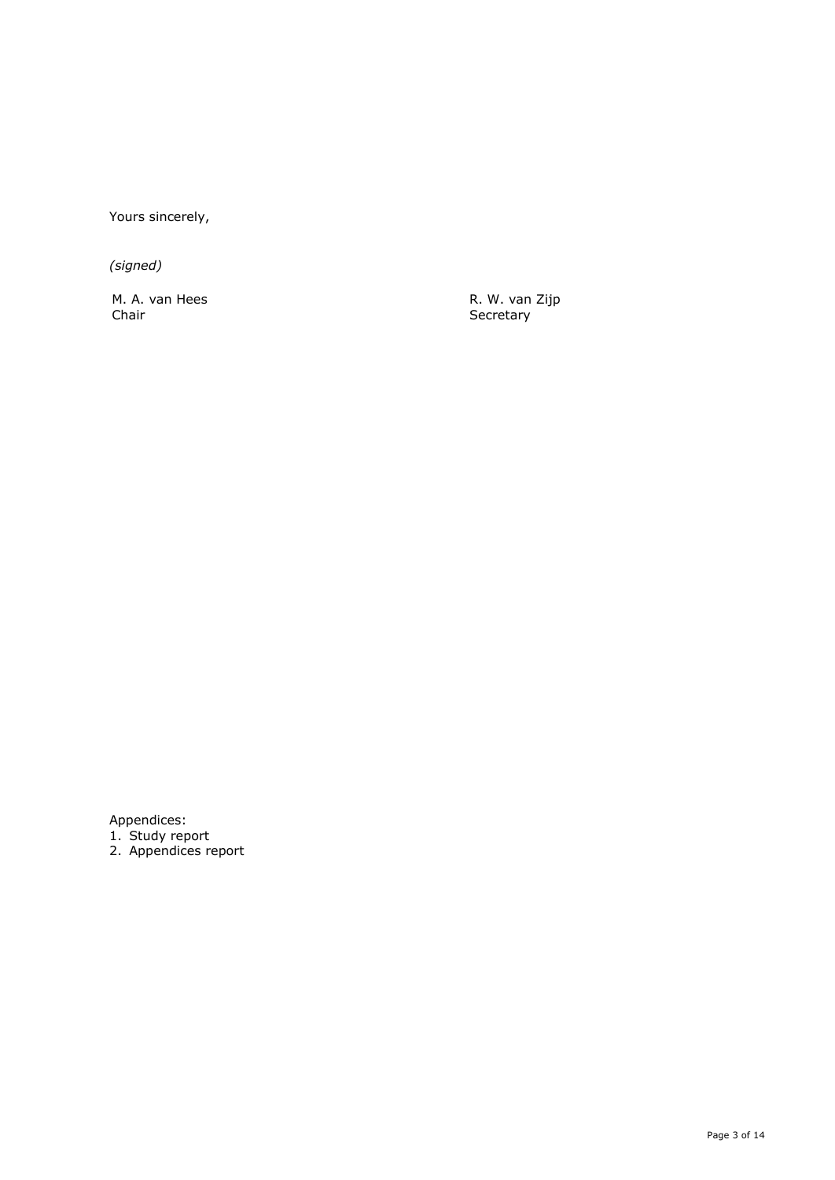Yours sincerely,

*(signed)*

M. A. van Hees
Chair

R. W. van Zijp
Secretary

Appendices:

1. Study report
2. Appendices report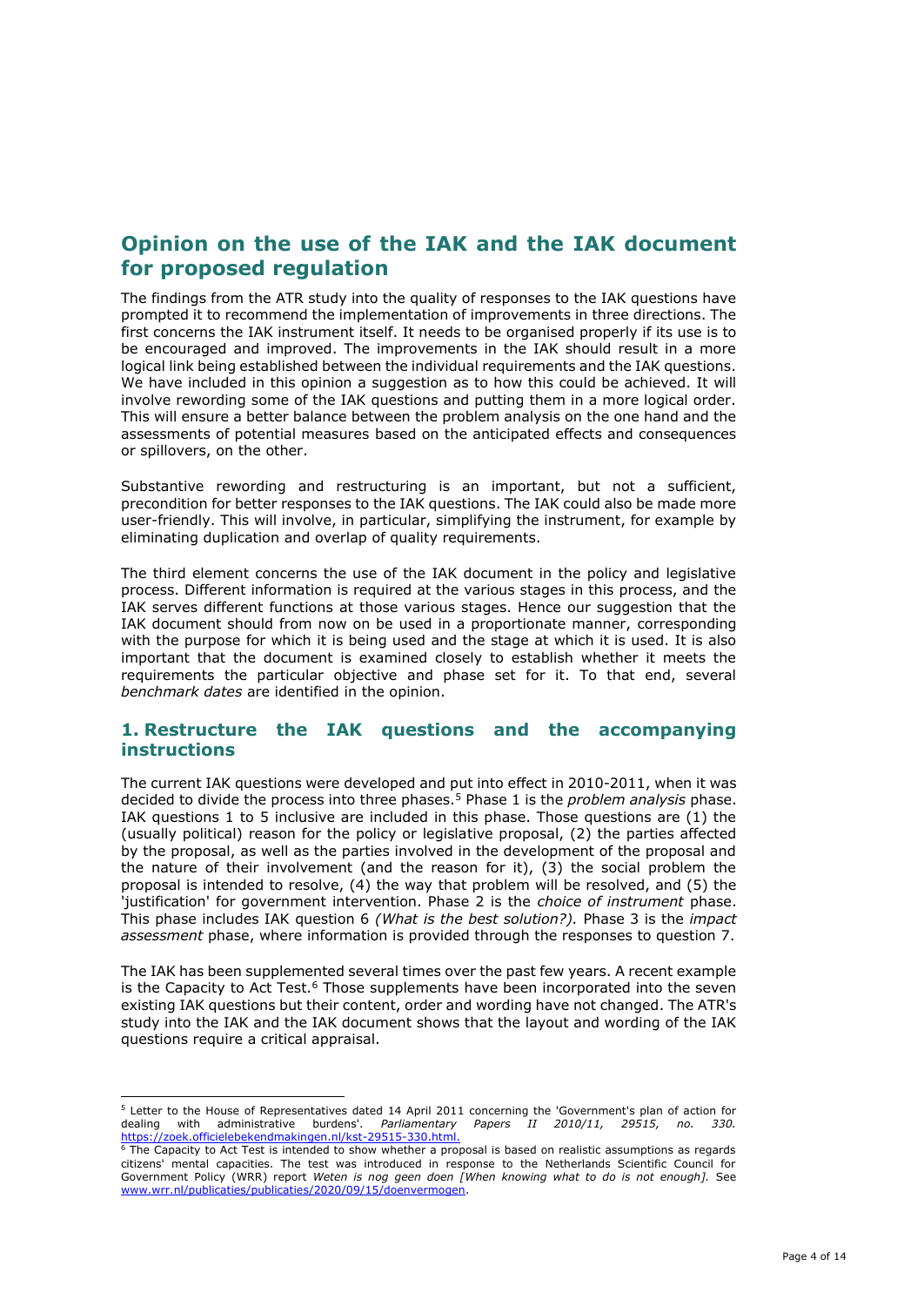## Opinion on the use of the IAK and the IAK document for proposed regulation

The findings from the ATR study into the quality of responses to the IAK questions have prompted it to recommend the implementation of improvements in three directions. The first concerns the IAK instrument itself. It needs to be organised properly if its use is to be encouraged and improved. The improvements in the IAK should result in a more logical link being established between the individual requirements and the IAK questions. We have included in this opinion a suggestion as to how this could be achieved. It will involve rewording some of the IAK questions and putting them in a more logical order. This will ensure a better balance between the problem analysis on the one hand and the assessments of potential measures based on the anticipated effects and consequences or spillovers, on the other.

Substantive rewording and restructuring is an important, but not a sufficient, precondition for better responses to the IAK questions. The IAK could also be made more user-friendly. This will involve, in particular, simplifying the instrument, for example by eliminating duplication and overlap of quality requirements.

The third element concerns the use of the IAK document in the policy and legislative process. Different information is required at the various stages in this process, and the IAK serves different functions at those various stages. Hence our suggestion that the IAK document should from now on be used in a proportionate manner, corresponding with the purpose for which it is being used and the stage at which it is used. It is also important that the document is examined closely to establish whether it meets the requirements the particular objective and phase set for it. To that end, several *benchmark dates* are identified in the opinion.

### 1. Restructure the IAK questions and the accompanying instructions

The current IAK questions were developed and put into effect in 2010-2011, when it was decided to divide the process into three phases.[5] Phase 1 is the *problem analysis* phase. IAK questions 1 to 5 inclusive are included in this phase. Those questions are (1) the (usually political) reason for the policy or legislative proposal, (2) the parties affected by the proposal, as well as the parties involved in the development of the proposal and the nature of their involvement (and the reason for it), (3) the social problem the proposal is intended to resolve, (4) the way that problem will be resolved, and (5) the 'justification' for government intervention. Phase 2 is the *choice of instrument* phase. This phase includes IAK question 6 *(What is the best solution?).* Phase 3 is the *impact assessment* phase, where information is provided through the responses to question 7.

The IAK has been supplemented several times over the past few years. A recent example is the Capacity to Act Test.[6] Those supplements have been incorporated into the seven existing IAK questions but their content, order and wording have not changed. The ATR's study into the IAK and the IAK document shows that the layout and wording of the IAK questions require a critical appraisal.

---

[5] Letter to the House of Representatives dated 14 April 2011 concerning the 'Government's plan of action for dealing with administrative burdens'. *Parliamentary Papers II 2010/11, 29515, no. 330.* https://zoek.officielebekendmakingen.nl/kst-29515-330.html.

[6] The Capacity to Act Test is intended to show whether a proposal is based on realistic assumptions as regards citizens' mental capacities. The test was introduced in response to the Netherlands Scientific Council for Government Policy (WRR) report *Weten is nog geen doen [When knowing what to do is not enough].* See www.wrr.nl/publicaties/publicaties/2020/09/15/doenvermogen.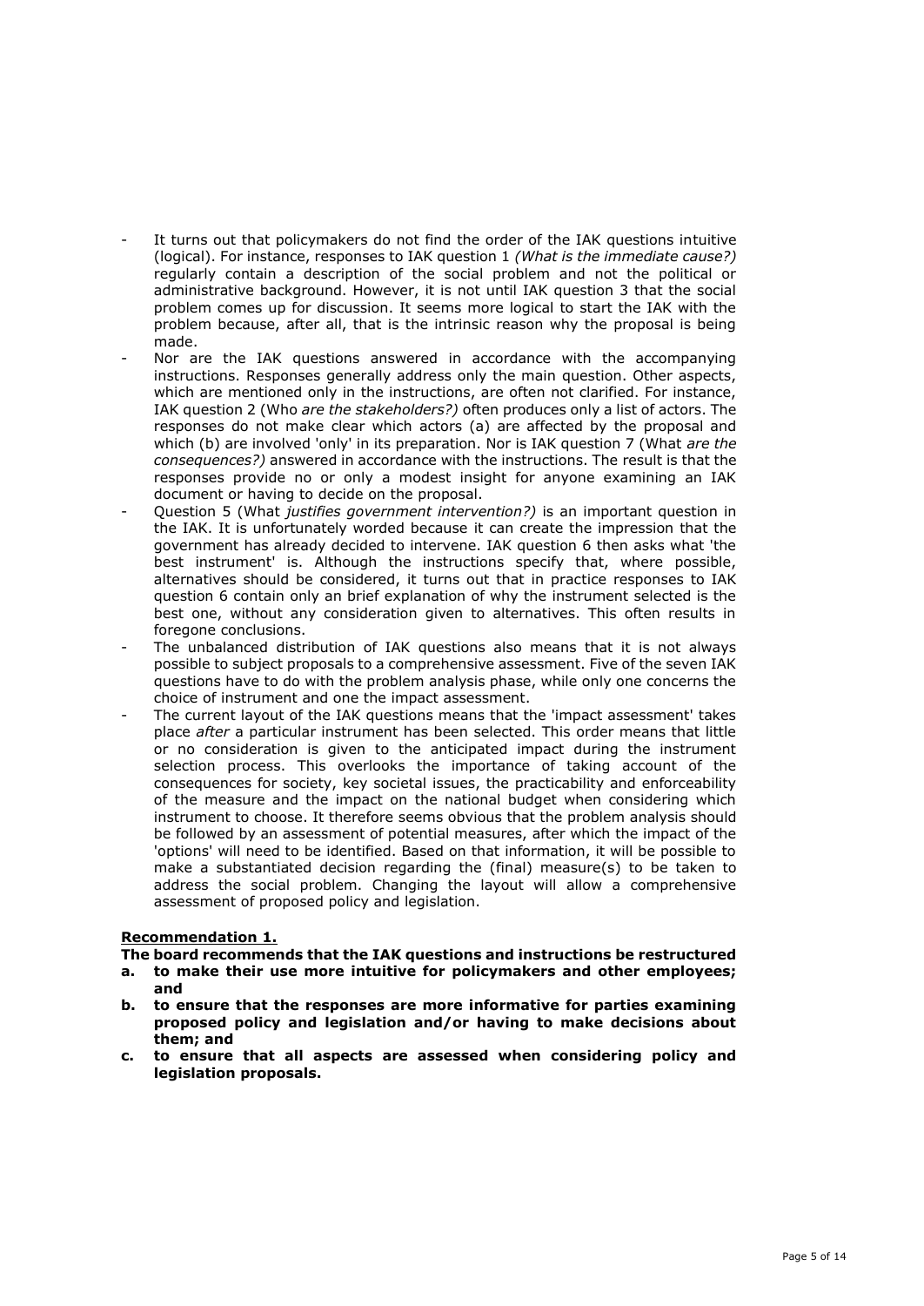- It turns out that policymakers do not find the order of the IAK questions intuitive (logical). For instance, responses to IAK question 1 *(What is the immediate cause?)* regularly contain a description of the social problem and not the political or administrative background. However, it is not until IAK question 3 that the social problem comes up for discussion. It seems more logical to start the IAK with the problem because, after all, that is the intrinsic reason why the proposal is being made.
- Nor are the IAK questions answered in accordance with the accompanying instructions. Responses generally address only the main question. Other aspects, which are mentioned only in the instructions, are often not clarified. For instance, IAK question 2 (Who *are the stakeholders?)* often produces only a list of actors. The responses do not make clear which actors (a) are affected by the proposal and which (b) are involved 'only' in its preparation. Nor is IAK question 7 (What *are the consequences?)* answered in accordance with the instructions. The result is that the responses provide no or only a modest insight for anyone examining an IAK document or having to decide on the proposal.
- Question 5 (What *justifies government intervention?)* is an important question in the IAK. It is unfortunately worded because it can create the impression that the government has already decided to intervene. IAK question 6 then asks what 'the best instrument' is. Although the instructions specify that, where possible, alternatives should be considered, it turns out that in practice responses to IAK question 6 contain only an brief explanation of why the instrument selected is the best one, without any consideration given to alternatives. This often results in foregone conclusions.
- The unbalanced distribution of IAK questions also means that it is not always possible to subject proposals to a comprehensive assessment. Five of the seven IAK questions have to do with the problem analysis phase, while only one concerns the choice of instrument and one the impact assessment.
- The current layout of the IAK questions means that the 'impact assessment' takes place *after* a particular instrument has been selected. This order means that little or no consideration is given to the anticipated impact during the instrument selection process. This overlooks the importance of taking account of the consequences for society, key societal issues, the practicability and enforceability of the measure and the impact on the national budget when considering which instrument to choose. It therefore seems obvious that the problem analysis should be followed by an assessment of potential measures, after which the impact of the 'options' will need to be identified. Based on that information, it will be possible to make a substantiated decision regarding the (final) measure(s) to be taken to address the social problem. Changing the layout will allow a comprehensive assessment of proposed policy and legislation.

**Recommendation 1.**

**The board recommends that the IAK questions and instructions be restructured**

**a. to make their use more intuitive for policymakers and other employees; and**

**b. to ensure that the responses are more informative for parties examining proposed policy and legislation and/or having to make decisions about them; and**

**c. to ensure that all aspects are assessed when considering policy and legislation proposals.**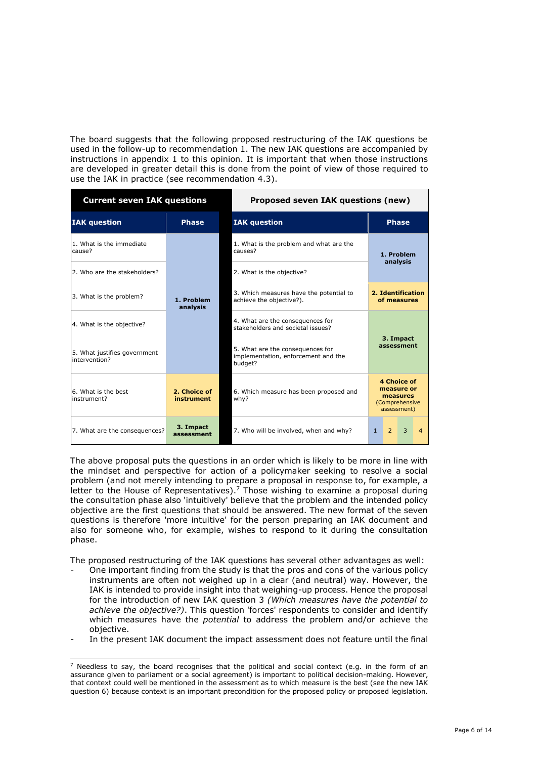The board suggests that the following proposed restructuring of the IAK questions be used in the follow-up to recommendation 1. The new IAK questions are accompanied by instructions in appendix 1 to this opinion. It is important that when those instructions are developed in greater detail this is done from the point of view of those required to use the IAK in practice (see recommendation 4.3).

| **Current seven IAK questions** | | **Proposed seven IAK questions (new)** | |
|---|---|---|---|
| **IAK question** | **Phase** | **IAK question** | **Phase** |
| 1. What is the immediate cause? | **1. Problem analysis** | 1. What is the problem and what are the causes? | **1. Problem analysis** |
| 2. Who are the stakeholders? | **1. Problem analysis** | 2. What is the objective? | **1. Problem analysis** |
| 3. What is the problem? | **1. Problem analysis** | 3. Which measures have the potential to achieve the objective?). | **2. Identification of measures** |
| 4. What is the objective? | **1. Problem analysis** | 4. What are the consequences for stakeholders and societal issues? | **3. Impact assessment** |
| 5. What justifies government intervention? | **1. Problem analysis** | 5. What are the consequences for implementation, enforcement and the budget? | **3. Impact assessment** |
| 6. What is the best instrument? | **2. Choice of instrument** | 6. Which measure has been proposed and why? | **4 Choice of measure or measures** (Comprehensive assessment) |
| 7. What are the consequences? | **3. Impact assessment** | 7. Who will be involved, when and why? | 1 2 3 4 |

The above proposal puts the questions in an order which is likely to be more in line with the mindset and perspective for action of a policymaker seeking to resolve a social problem (and not merely intending to prepare a proposal in response to, for example, a letter to the House of Representatives).[7] Those wishing to examine a proposal during the consultation phase also 'intuitively' believe that the problem and the intended policy objective are the first questions that should be answered. The new format of the seven questions is therefore 'more intuitive' for the person preparing an IAK document and also for someone who, for example, wishes to respond to it during the consultation phase.

The proposed restructuring of the IAK questions has several other advantages as well:

- One important finding from the study is that the pros and cons of the various policy instruments are often not weighed up in a clear (and neutral) way. However, the IAK is intended to provide insight into that weighing-up process. Hence the proposal for the introduction of new IAK question 3 *(Which measures have the potential to achieve the objective?)*. This question 'forces' respondents to consider and identify which measures have the *potential* to address the problem and/or achieve the objective.
- In the present IAK document the impact assessment does not feature until the final

[7] Needless to say, the board recognises that the political and social context (e.g. in the form of an assurance given to parliament or a social agreement) is important to political decision-making. However, that context could well be mentioned in the assessment as to which measure is the best (see the new IAK question 6) because context is an important precondition for the proposed policy or proposed legislation.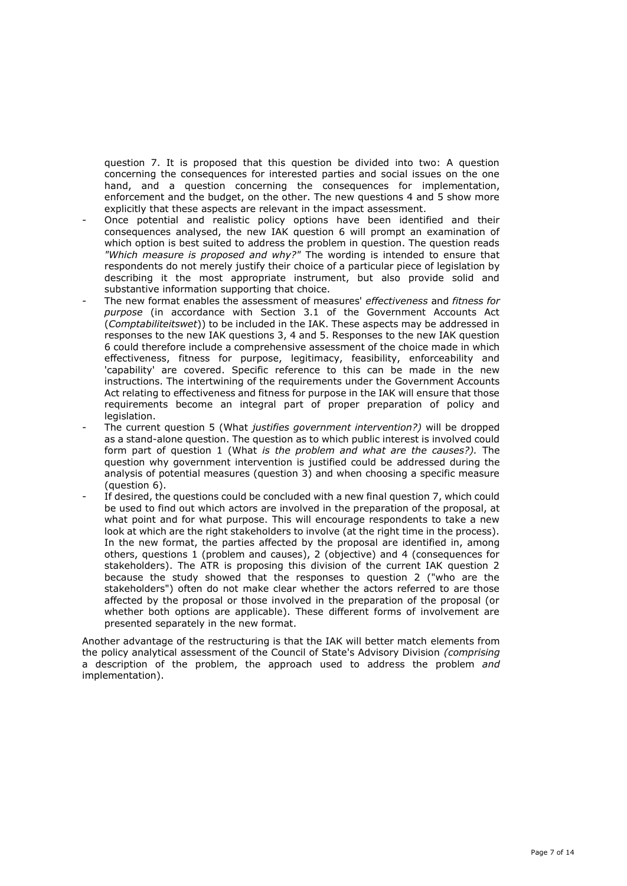question 7. It is proposed that this question be divided into two: A question concerning the consequences for interested parties and social issues on the one hand, and a question concerning the consequences for implementation, enforcement and the budget, on the other. The new questions 4 and 5 show more explicitly that these aspects are relevant in the impact assessment.

- Once potential and realistic policy options have been identified and their consequences analysed, the new IAK question 6 will prompt an examination of which option is best suited to address the problem in question. The question reads *"Which measure is proposed and why?"* The wording is intended to ensure that respondents do not merely justify their choice of a particular piece of legislation by describing it the most appropriate instrument, but also provide solid and substantive information supporting that choice.
- The new format enables the assessment of measures' *effectiveness* and *fitness for purpose* (in accordance with Section 3.1 of the Government Accounts Act (*Comptabiliteitswet*)) to be included in the IAK. These aspects may be addressed in responses to the new IAK questions 3, 4 and 5. Responses to the new IAK question 6 could therefore include a comprehensive assessment of the choice made in which effectiveness, fitness for purpose, legitimacy, feasibility, enforceability and 'capability' are covered. Specific reference to this can be made in the new instructions. The intertwining of the requirements under the Government Accounts Act relating to effectiveness and fitness for purpose in the IAK will ensure that those requirements become an integral part of proper preparation of policy and legislation.
- The current question 5 (What *justifies government intervention?)* will be dropped as a stand-alone question. The question as to which public interest is involved could form part of question 1 (What *is the problem and what are the causes?).* The question why government intervention is justified could be addressed during the analysis of potential measures (question 3) and when choosing a specific measure (question 6).
- If desired, the questions could be concluded with a new final question 7, which could be used to find out which actors are involved in the preparation of the proposal, at what point and for what purpose. This will encourage respondents to take a new look at which are the right stakeholders to involve (at the right time in the process). In the new format, the parties affected by the proposal are identified in, among others, questions 1 (problem and causes), 2 (objective) and 4 (consequences for stakeholders). The ATR is proposing this division of the current IAK question 2 because the study showed that the responses to question 2 ("who are the stakeholders") often do not make clear whether the actors referred to are those affected by the proposal or those involved in the preparation of the proposal (or whether both options are applicable). These different forms of involvement are presented separately in the new format.

Another advantage of the restructuring is that the IAK will better match elements from the policy analytical assessment of the Council of State's Advisory Division *(comprising* a description of the problem, the approach used to address the problem *and* implementation).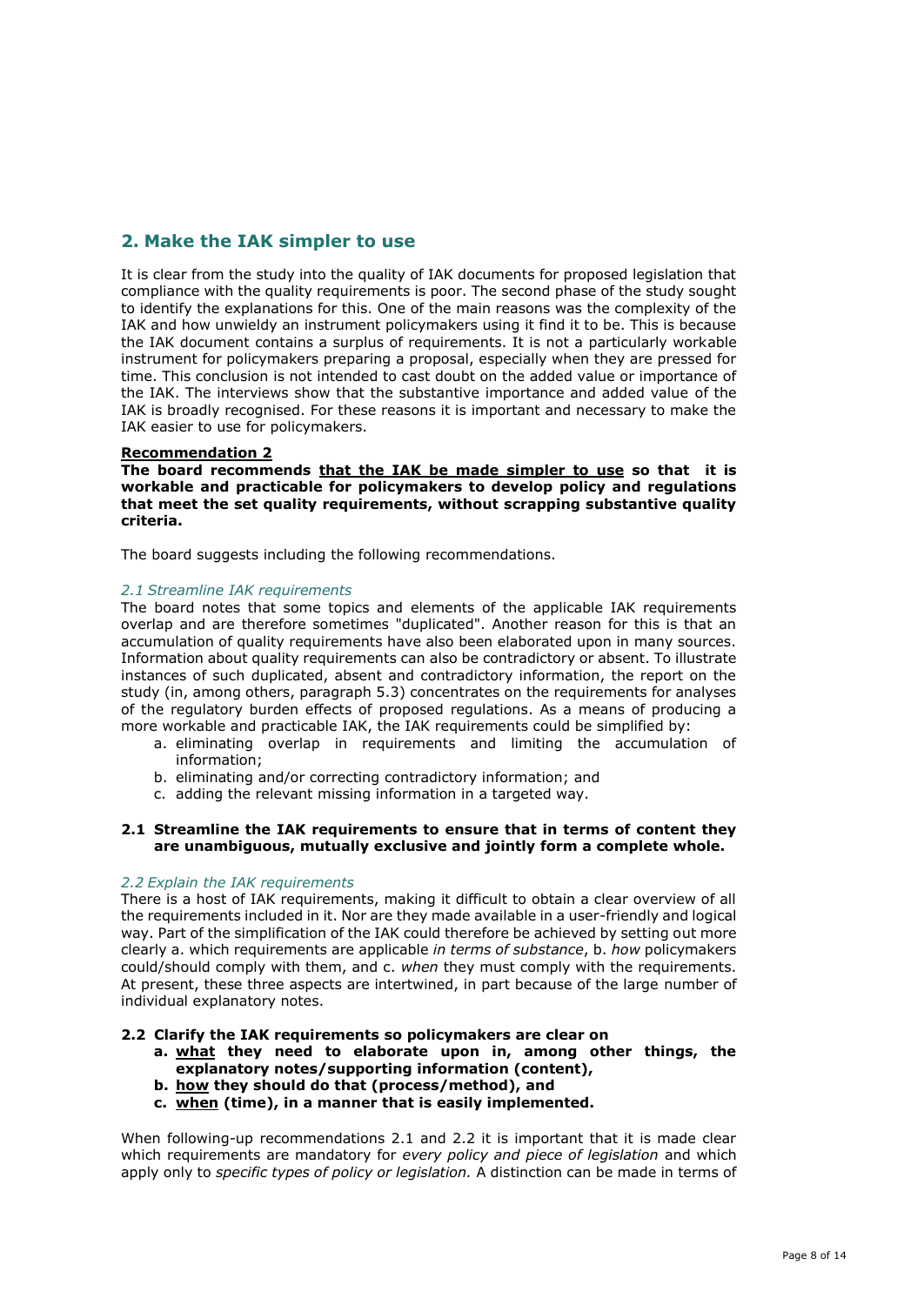## 2. Make the IAK simpler to use

It is clear from the study into the quality of IAK documents for proposed legislation that compliance with the quality requirements is poor. The second phase of the study sought to identify the explanations for this. One of the main reasons was the complexity of the IAK and how unwieldy an instrument policymakers using it find it to be. This is because the IAK document contains a surplus of requirements. It is not a particularly workable instrument for policymakers preparing a proposal, especially when they are pressed for time. This conclusion is not intended to cast doubt on the added value or importance of the IAK. The interviews show that the substantive importance and added value of the IAK is broadly recognised. For these reasons it is important and necessary to make the IAK easier to use for policymakers.

**Recommendation 2**

**The board recommends that the IAK be made simpler to use so that it is workable and practicable for policymakers to develop policy and regulations that meet the set quality requirements, without scrapping substantive quality criteria.**

The board suggests including the following recommendations.

*2.1 Streamline IAK requirements*

The board notes that some topics and elements of the applicable IAK requirements overlap and are therefore sometimes "duplicated". Another reason for this is that an accumulation of quality requirements have also been elaborated upon in many sources. Information about quality requirements can also be contradictory or absent. To illustrate instances of such duplicated, absent and contradictory information, the report on the study (in, among others, paragraph 5.3) concentrates on the requirements for analyses of the regulatory burden effects of proposed regulations. As a means of producing a more workable and practicable IAK, the IAK requirements could be simplified by:

a. eliminating overlap in requirements and limiting the accumulation of information;
b. eliminating and/or correcting contradictory information; and
c. adding the relevant missing information in a targeted way.

**2.1 Streamline the IAK requirements to ensure that in terms of content they are unambiguous, mutually exclusive and jointly form a complete whole.**

*2.2 Explain the IAK requirements*

There is a host of IAK requirements, making it difficult to obtain a clear overview of all the requirements included in it. Nor are they made available in a user-friendly and logical way. Part of the simplification of the IAK could therefore be achieved by setting out more clearly a. which requirements are applicable *in terms of substance*, b. *how* policymakers could/should comply with them, and c. *when* they must comply with the requirements. At present, these three aspects are intertwined, in part because of the large number of individual explanatory notes.

**2.2 Clarify the IAK requirements so policymakers are clear on**

**a. what they need to elaborate upon in, among other things, the explanatory notes/supporting information (content),**
**b. how they should do that (process/method), and**
**c. when (time), in a manner that is easily implemented.**

When following-up recommendations 2.1 and 2.2 it is important that it is made clear which requirements are mandatory for *every policy and piece of legislation* and which apply only to *specific types of policy or legislation.* A distinction can be made in terms of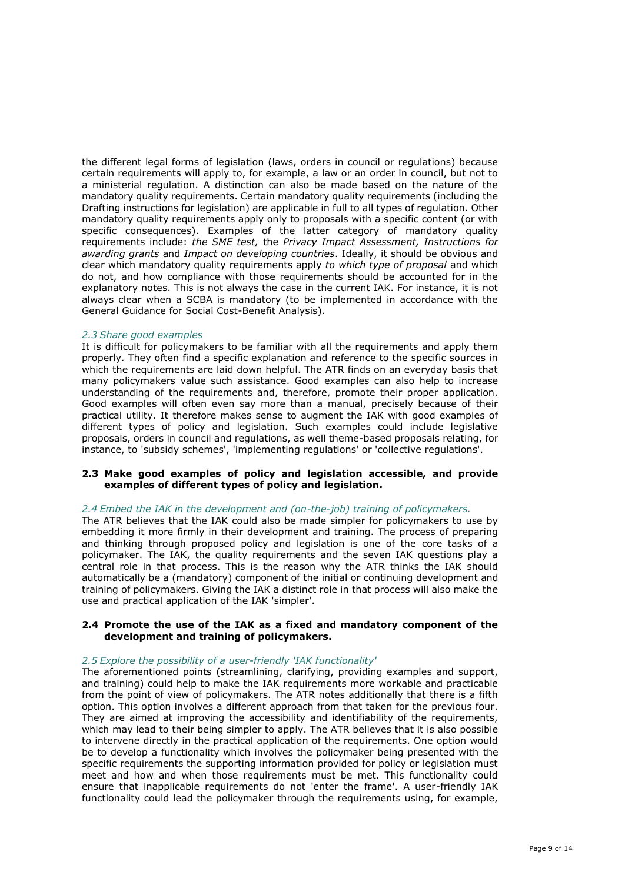the different legal forms of legislation (laws, orders in council or regulations) because certain requirements will apply to, for example, a law or an order in council, but not to a ministerial regulation. A distinction can also be made based on the nature of the mandatory quality requirements. Certain mandatory quality requirements (including the Drafting instructions for legislation) are applicable in full to all types of regulation. Other mandatory quality requirements apply only to proposals with a specific content (or with specific consequences). Examples of the latter category of mandatory quality requirements include: *the SME test,* the *Privacy Impact Assessment, Instructions for awarding grants* and *Impact on developing countries*. Ideally, it should be obvious and clear which mandatory quality requirements apply *to which type of proposal* and which do not, and how compliance with those requirements should be accounted for in the explanatory notes. This is not always the case in the current IAK. For instance, it is not always clear when a SCBA is mandatory (to be implemented in accordance with the General Guidance for Social Cost-Benefit Analysis).

*2.3 Share good examples*

It is difficult for policymakers to be familiar with all the requirements and apply them properly. They often find a specific explanation and reference to the specific sources in which the requirements are laid down helpful. The ATR finds on an everyday basis that many policymakers value such assistance. Good examples can also help to increase understanding of the requirements and, therefore, promote their proper application. Good examples will often even say more than a manual, precisely because of their practical utility. It therefore makes sense to augment the IAK with good examples of different types of policy and legislation. Such examples could include legislative proposals, orders in council and regulations, as well theme-based proposals relating, for instance, to 'subsidy schemes', 'implementing regulations' or 'collective regulations'.

**2.3 Make good examples of policy and legislation accessible, and provide examples of different types of policy and legislation.**

*2.4 Embed the IAK in the development and (on-the-job) training of policymakers.*

The ATR believes that the IAK could also be made simpler for policymakers to use by embedding it more firmly in their development and training. The process of preparing and thinking through proposed policy and legislation is one of the core tasks of a policymaker. The IAK, the quality requirements and the seven IAK questions play a central role in that process. This is the reason why the ATR thinks the IAK should automatically be a (mandatory) component of the initial or continuing development and training of policymakers. Giving the IAK a distinct role in that process will also make the use and practical application of the IAK 'simpler'.

**2.4 Promote the use of the IAK as a fixed and mandatory component of the development and training of policymakers.**

*2.5 Explore the possibility of a user-friendly 'IAK functionality'*

The aforementioned points (streamlining, clarifying, providing examples and support, and training) could help to make the IAK requirements more workable and practicable from the point of view of policymakers. The ATR notes additionally that there is a fifth option. This option involves a different approach from that taken for the previous four. They are aimed at improving the accessibility and identifiability of the requirements, which may lead to their being simpler to apply. The ATR believes that it is also possible to intervene directly in the practical application of the requirements. One option would be to develop a functionality which involves the policymaker being presented with the specific requirements the supporting information provided for policy or legislation must meet and how and when those requirements must be met. This functionality could ensure that inapplicable requirements do not 'enter the frame'. A user-friendly IAK functionality could lead the policymaker through the requirements using, for example,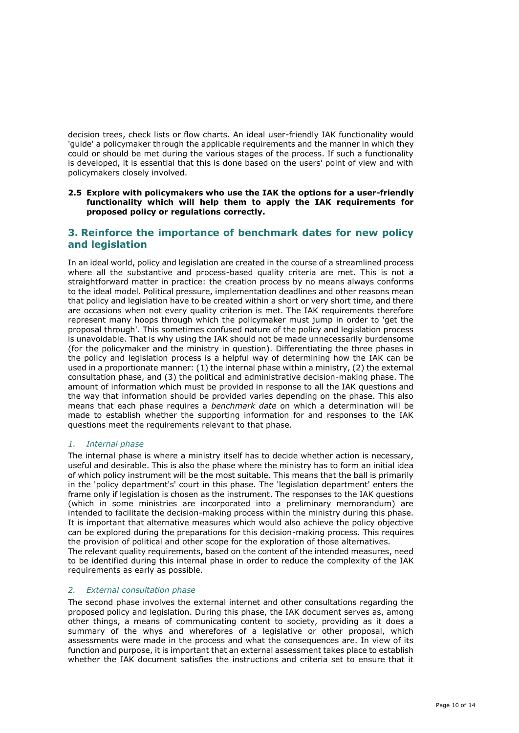decision trees, check lists or flow charts. An ideal user-friendly IAK functionality would 'guide' a policymaker through the applicable requirements and the manner in which they could or should be met during the various stages of the process. If such a functionality is developed, it is essential that this is done based on the users' point of view and with policymakers closely involved.

**2.5 Explore with policymakers who use the IAK the options for a user-friendly functionality which will help them to apply the IAK requirements for proposed policy or regulations correctly.**

## 3. Reinforce the importance of benchmark dates for new policy and legislation

In an ideal world, policy and legislation are created in the course of a streamlined process where all the substantive and process-based quality criteria are met. This is not a straightforward matter in practice: the creation process by no means always conforms to the ideal model. Political pressure, implementation deadlines and other reasons mean that policy and legislation have to be created within a short or very short time, and there are occasions when not every quality criterion is met. The IAK requirements therefore represent many hoops through which the policymaker must jump in order to 'get the proposal through'. This sometimes confused nature of the policy and legislation process is unavoidable. That is why using the IAK should not be made unnecessarily burdensome (for the policymaker and the ministry in question). Differentiating the three phases in the policy and legislation process is a helpful way of determining how the IAK can be used in a proportionate manner: (1) the internal phase within a ministry, (2) the external consultation phase, and (3) the political and administrative decision-making phase. The amount of information which must be provided in response to all the IAK questions and the way that information should be provided varies depending on the phase. This also means that each phase requires a *benchmark date* on which a determination will be made to establish whether the supporting information for and responses to the IAK questions meet the requirements relevant to that phase.

*1. Internal phase*

The internal phase is where a ministry itself has to decide whether action is necessary, useful and desirable. This is also the phase where the ministry has to form an initial idea of which policy instrument will be the most suitable. This means that the ball is primarily in the 'policy department's' court in this phase. The 'legislation department' enters the frame only if legislation is chosen as the instrument. The responses to the IAK questions (which in some ministries are incorporated into a preliminary memorandum) are intended to facilitate the decision-making process within the ministry during this phase. It is important that alternative measures which would also achieve the policy objective can be explored during the preparations for this decision-making process. This requires the provision of political and other scope for the exploration of those alternatives.
The relevant quality requirements, based on the content of the intended measures, need to be identified during this internal phase in order to reduce the complexity of the IAK requirements as early as possible.

*2. External consultation phase*

The second phase involves the external internet and other consultations regarding the proposed policy and legislation. During this phase, the IAK document serves as, among other things, a means of communicating content to society, providing as it does a summary of the whys and wherefores of a legislative or other proposal, which assessments were made in the process and what the consequences are. In view of its function and purpose, it is important that an external assessment takes place to establish whether the IAK document satisfies the instructions and criteria set to ensure that it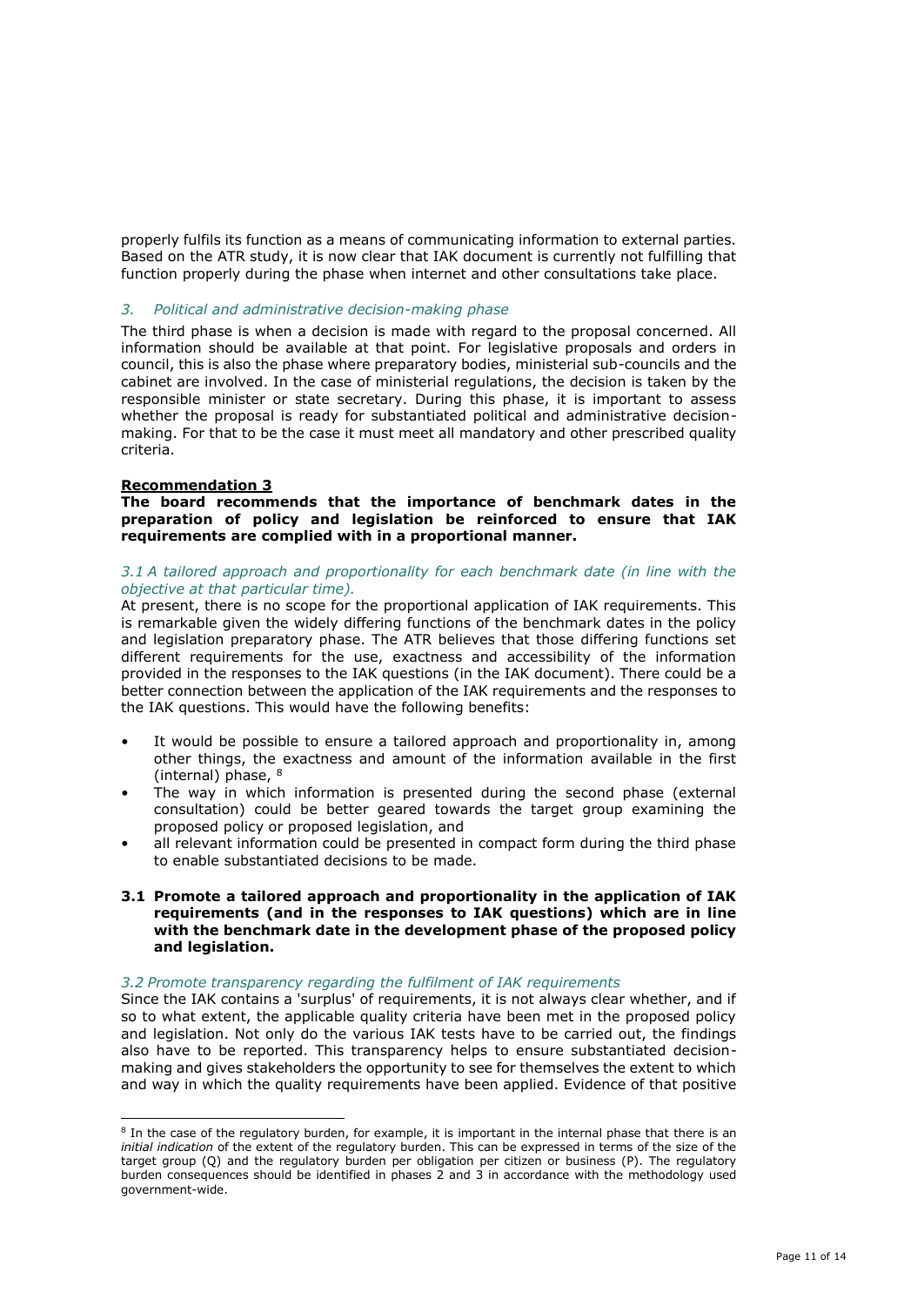properly fulfils its function as a means of communicating information to external parties. Based on the ATR study, it is now clear that IAK document is currently not fulfilling that function properly during the phase when internet and other consultations take place.

### *3. Political and administrative decision-making phase*

The third phase is when a decision is made with regard to the proposal concerned. All information should be available at that point. For legislative proposals and orders in council, this is also the phase where preparatory bodies, ministerial sub-councils and the cabinet are involved. In the case of ministerial regulations, the decision is taken by the responsible minister or state secretary. During this phase, it is important to assess whether the proposal is ready for substantiated political and administrative decision-making. For that to be the case it must meet all mandatory and other prescribed quality criteria.

**Recommendation 3**

**The board recommends that the importance of benchmark dates in the preparation of policy and legislation be reinforced to ensure that IAK requirements are complied with in a proportional manner.**

*3.1 A tailored approach and proportionality for each benchmark date (in line with the objective at that particular time).*

At present, there is no scope for the proportional application of IAK requirements. This is remarkable given the widely differing functions of the benchmark dates in the policy and legislation preparatory phase. The ATR believes that those differing functions set different requirements for the use, exactness and accessibility of the information provided in the responses to the IAK questions (in the IAK document). There could be a better connection between the application of the IAK requirements and the responses to the IAK questions. This would have the following benefits:

- It would be possible to ensure a tailored approach and proportionality in, among other things, the exactness and amount of the information available in the first (internal) phase, [8]
- The way in which information is presented during the second phase (external consultation) could be better geared towards the target group examining the proposed policy or proposed legislation, and
- all relevant information could be presented in compact form during the third phase to enable substantiated decisions to be made.

**3.1 Promote a tailored approach and proportionality in the application of IAK requirements (and in the responses to IAK questions) which are in line with the benchmark date in the development phase of the proposed policy and legislation.**

*3.2 Promote transparency regarding the fulfilment of IAK requirements*

Since the IAK contains a 'surplus' of requirements, it is not always clear whether, and if so to what extent, the applicable quality criteria have been met in the proposed policy and legislation. Not only do the various IAK tests have to be carried out, the findings also have to be reported. This transparency helps to ensure substantiated decision-making and gives stakeholders the opportunity to see for themselves the extent to which and way in which the quality requirements have been applied. Evidence of that positive

---

[8] In the case of the regulatory burden, for example, it is important in the internal phase that there is an *initial indication* of the extent of the regulatory burden. This can be expressed in terms of the size of the target group (Q) and the regulatory burden per obligation per citizen or business (P). The regulatory burden consequences should be identified in phases 2 and 3 in accordance with the methodology used government-wide.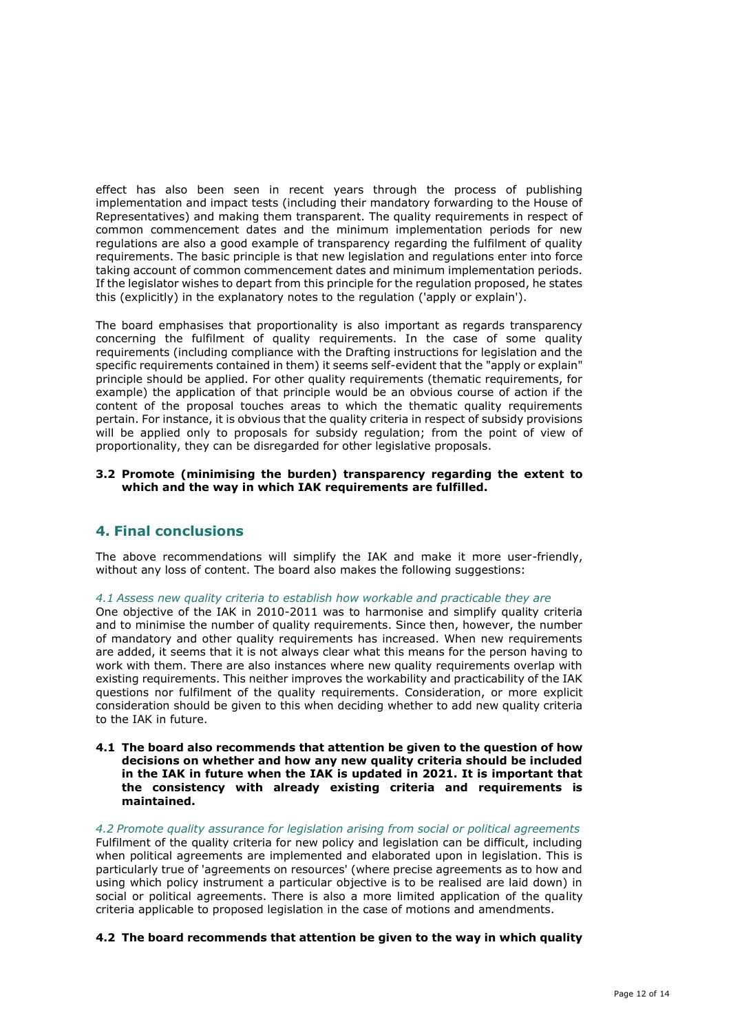effect has also been seen in recent years through the process of publishing implementation and impact tests (including their mandatory forwarding to the House of Representatives) and making them transparent. The quality requirements in respect of common commencement dates and the minimum implementation periods for new regulations are also a good example of transparency regarding the fulfilment of quality requirements. The basic principle is that new legislation and regulations enter into force taking account of common commencement dates and minimum implementation periods. If the legislator wishes to depart from this principle for the regulation proposed, he states this (explicitly) in the explanatory notes to the regulation ('apply or explain').

The board emphasises that proportionality is also important as regards transparency concerning the fulfilment of quality requirements. In the case of some quality requirements (including compliance with the Drafting instructions for legislation and the specific requirements contained in them) it seems self-evident that the "apply or explain" principle should be applied. For other quality requirements (thematic requirements, for example) the application of that principle would be an obvious course of action if the content of the proposal touches areas to which the thematic quality requirements pertain. For instance, it is obvious that the quality criteria in respect of subsidy provisions will be applied only to proposals for subsidy regulation; from the point of view of proportionality, they can be disregarded for other legislative proposals.

**3.2 Promote (minimising the burden) transparency regarding the extent to which and the way in which IAK requirements are fulfilled.**

## 4. Final conclusions

The above recommendations will simplify the IAK and make it more user-friendly, without any loss of content. The board also makes the following suggestions:

*4.1 Assess new quality criteria to establish how workable and practicable they are*

One objective of the IAK in 2010-2011 was to harmonise and simplify quality criteria and to minimise the number of quality requirements. Since then, however, the number of mandatory and other quality requirements has increased. When new requirements are added, it seems that it is not always clear what this means for the person having to work with them. There are also instances where new quality requirements overlap with existing requirements. This neither improves the workability and practicability of the IAK questions nor fulfilment of the quality requirements. Consideration, or more explicit consideration should be given to this when deciding whether to add new quality criteria to the IAK in future.

**4.1 The board also recommends that attention be given to the question of how decisions on whether and how any new quality criteria should be included in the IAK in future when the IAK is updated in 2021. It is important that the consistency with already existing criteria and requirements is maintained.**

*4.2 Promote quality assurance for legislation arising from social or political agreements*

Fulfilment of the quality criteria for new policy and legislation can be difficult, including when political agreements are implemented and elaborated upon in legislation. This is particularly true of 'agreements on resources' (where precise agreements as to how and using which policy instrument a particular objective is to be realised are laid down) in social or political agreements. There is also a more limited application of the quality criteria applicable to proposed legislation in the case of motions and amendments.

**4.2 The board recommends that attention be given to the way in which quality**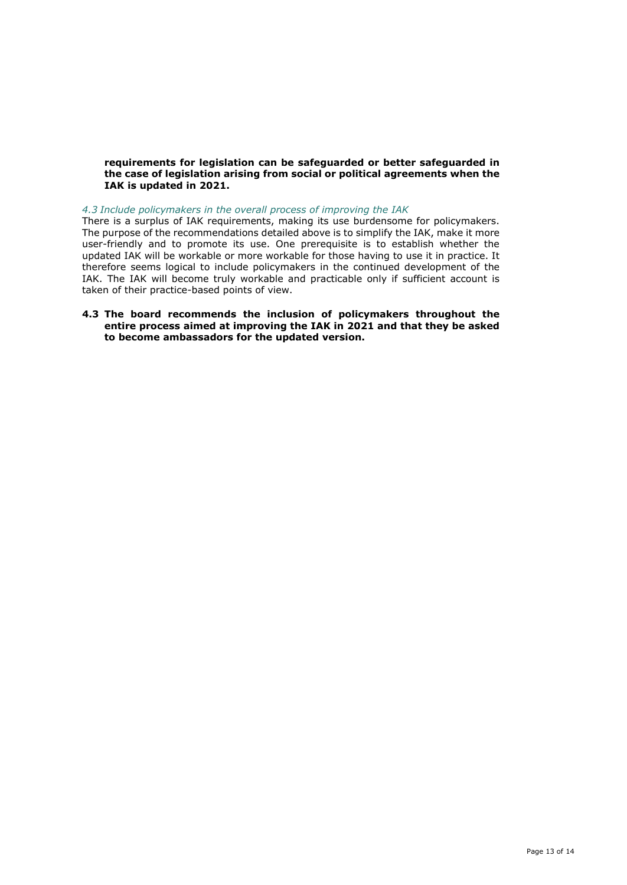**requirements for legislation can be safeguarded or better safeguarded in the case of legislation arising from social or political agreements when the IAK is updated in 2021.**

### *4.3 Include policymakers in the overall process of improving the IAK*

There is a surplus of IAK requirements, making its use burdensome for policymakers. The purpose of the recommendations detailed above is to simplify the IAK, make it more user-friendly and to promote its use. One prerequisite is to establish whether the updated IAK will be workable or more workable for those having to use it in practice. It therefore seems logical to include policymakers in the continued development of the IAK. The IAK will become truly workable and practicable only if sufficient account is taken of their practice-based points of view.

**4.3 The board recommends the inclusion of policymakers throughout the entire process aimed at improving the IAK in 2021 and that they be asked to become ambassadors for the updated version.**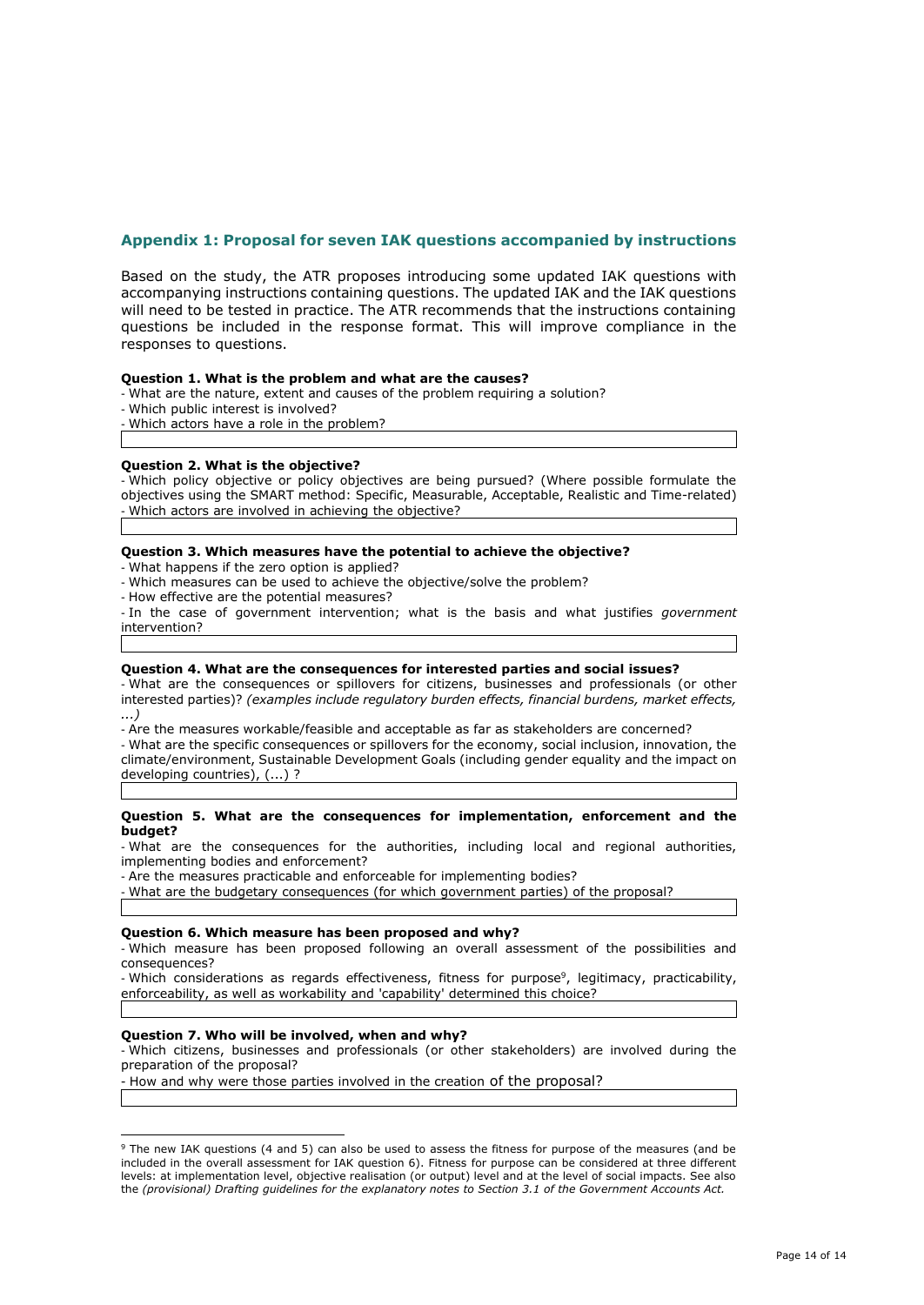## Appendix 1: Proposal for seven IAK questions accompanied by instructions

Based on the study, the ATR proposes introducing some updated IAK questions with accompanying instructions containing questions. The updated IAK and the IAK questions will need to be tested in practice. The ATR recommends that the instructions containing questions be included in the response format. This will improve compliance in the responses to questions.

**Question 1. What is the problem and what are the causes?**

- What are the nature, extent and causes of the problem requiring a solution?
- Which public interest is involved?
- Which actors have a role in the problem?

**Question 2. What is the objective?**

- Which policy objective or policy objectives are being pursued? (Where possible formulate the objectives using the SMART method: Specific, Measurable, Acceptable, Realistic and Time-related)
- Which actors are involved in achieving the objective?

**Question 3. Which measures have the potential to achieve the objective?**

- What happens if the zero option is applied?
- Which measures can be used to achieve the objective/solve the problem?
- How effective are the potential measures?
- In the case of government intervention; what is the basis and what justifies *government* intervention?

**Question 4. What are the consequences for interested parties and social issues?**

- What are the consequences or spillovers for citizens, businesses and professionals (or other interested parties)? *(examples include regulatory burden effects, financial burdens, market effects, ...)*
- Are the measures workable/feasible and acceptable as far as stakeholders are concerned?
- What are the specific consequences or spillovers for the economy, social inclusion, innovation, the climate/environment, Sustainable Development Goals (including gender equality and the impact on developing countries), (...) ?

**Question 5. What are the consequences for implementation, enforcement and the budget?**

- What are the consequences for the authorities, including local and regional authorities, implementing bodies and enforcement?
- Are the measures practicable and enforceable for implementing bodies?
- What are the budgetary consequences (for which government parties) of the proposal?

**Question 6. Which measure has been proposed and why?**

- Which measure has been proposed following an overall assessment of the possibilities and consequences?
- Which considerations as regards effectiveness, fitness for purpose[9], legitimacy, practicability, enforceability, as well as workability and 'capability' determined this choice?

**Question 7. Who will be involved, when and why?**

- Which citizens, businesses and professionals (or other stakeholders) are involved during the preparation of the proposal?
- How and why were those parties involved in the creation of the proposal?

---

[9] The new IAK questions (4 and 5) can also be used to assess the fitness for purpose of the measures (and be included in the overall assessment for IAK question 6). Fitness for purpose can be considered at three different levels: at implementation level, objective realisation (or output) level and at the level of social impacts. See also the *(provisional) Drafting guidelines for the explanatory notes to Section 3.1 of the Government Accounts Act.*